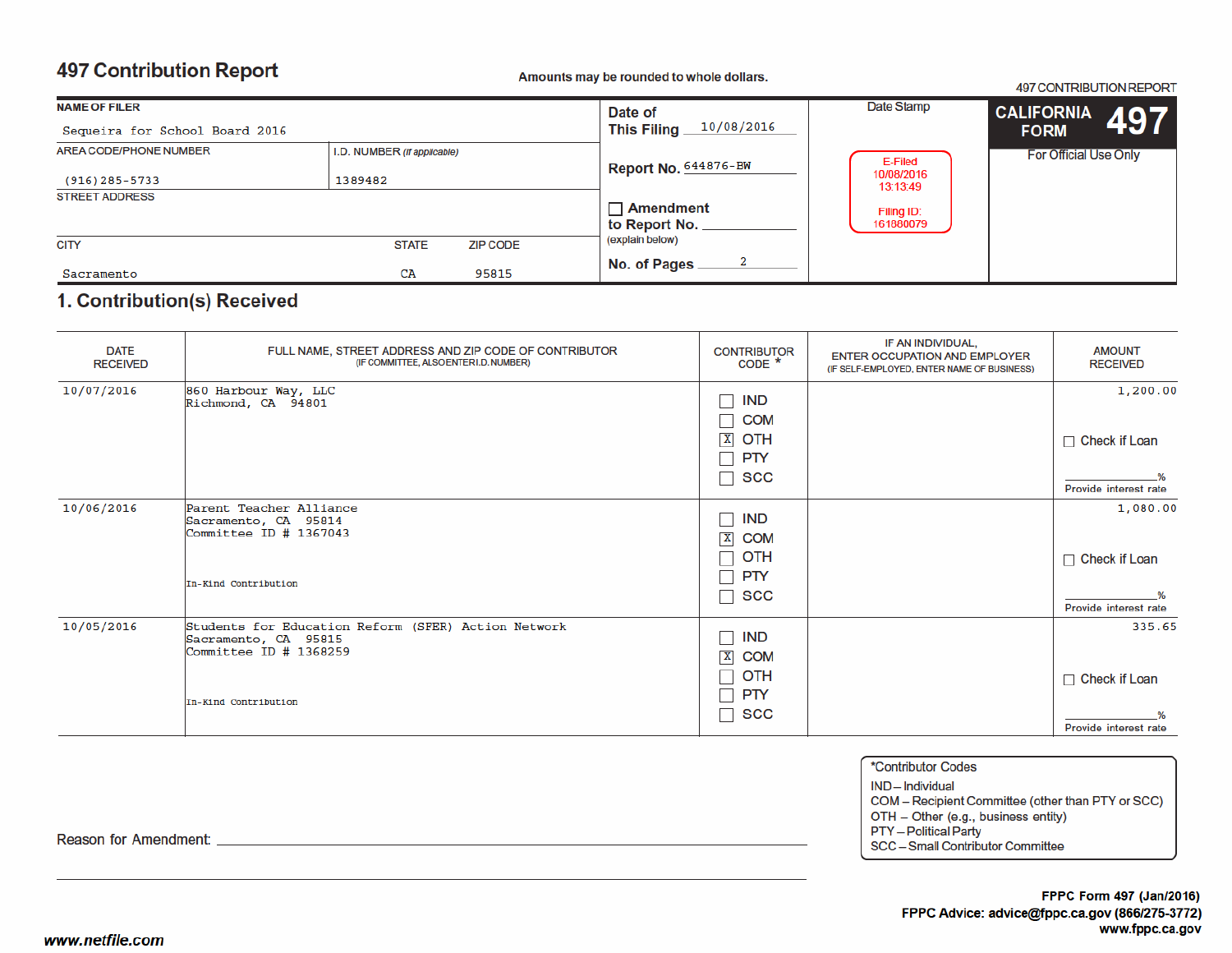# 497 Contribution Report

**Amounts may be rounded to whole dollars.**

497 CONTRIBUTION REPORT

**CALIFORNIA FORM 497**

For Official Use Only

| NAME OF FILER | | | |
|---|---|---|---|
| Sequeira for School Board 2016 | | | |
| AREA CODE/PHONE NUMBER | I.D. NUMBER *(If applicable)* | | |
| (916)285-5733 | 1389482 | | |
| STREET ADDRESS | | | |
| | | | |
| CITY | | STATE | ZIP CODE |
| Sacramento | | CA | 95815 |

**Date of This Filing** 10/08/2016

**Report No.** 644876-BW

☐ **Amendment to Report No.** ______
(explain below)

**No. of Pages** 2

Date Stamp

E-Filed
10/08/2016
13:13:49

Filing ID:
161860079

## 1. Contribution(s) Received

| DATE RECEIVED | FULL NAME, STREET ADDRESS AND ZIP CODE OF CONTRIBUTOR (IF COMMITTEE, ALSO ENTER I.D. NUMBER) | CONTRIBUTOR CODE * | IF AN INDIVIDUAL, ENTER OCCUPATION AND EMPLOYER (IF SELF-EMPLOYED, ENTER NAME OF BUSINESS) | AMOUNT RECEIVED |
|---|---|---|---|---|
| 10/07/2016 | 860 Harbour Way, LLC<br>Richmond, CA 94801 | ☐ IND<br>☐ COM<br>☒ OTH<br>☐ PTY<br>☐ SCC | | 1,200.00<br><br>☐ Check if Loan<br>______% Provide interest rate |
| 10/06/2016 | Parent Teacher Alliance<br>Sacramento, CA 95814<br>Committee ID # 1367043<br><br>In-Kind Contribution | ☐ IND<br>☒ COM<br>☐ OTH<br>☐ PTY<br>☐ SCC | | 1,080.00<br><br>☐ Check if Loan<br>______% Provide interest rate |
| 10/05/2016 | Students for Education Reform (SFER) Action Network<br>Sacramento, CA 95815<br>Committee ID # 1368259<br><br>In-Kind Contribution | ☐ IND<br>☒ COM<br>☐ OTH<br>☐ PTY<br>☐ SCC | | 335.65<br><br>☐ Check if Loan<br>______% Provide interest rate |

Reason for Amendment: ____________________

*Contributor Codes
IND – Individual
COM – Recipient Committee (other than PTY or SCC)
OTH – Other (e.g., business entity)
PTY – Political Party
SCC – Small Contributor Committee

FPPC Form 497 (Jan/2016)
FPPC Advice: advice@fppc.ca.gov (866/275-3772)
www.fppc.ca.gov

www.netfile.com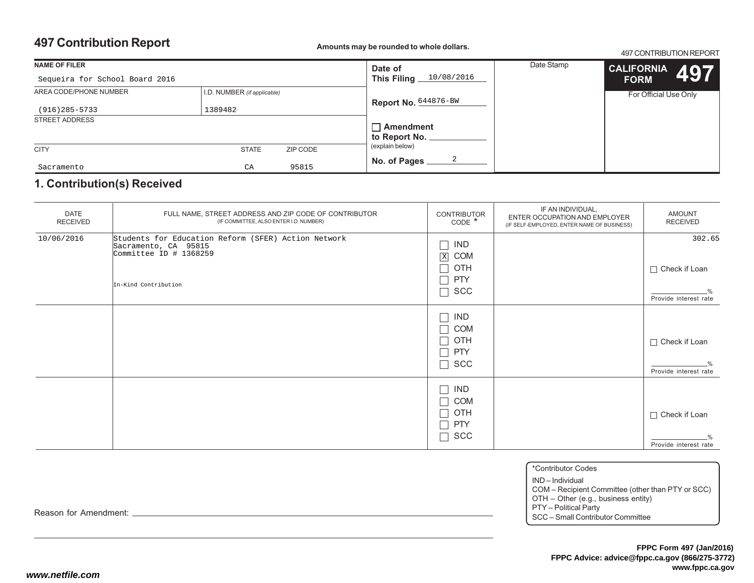# 497 Contribution Report

**Amounts may be rounded to whole dollars.**

497 CONTRIBUTION REPORT

| | | | | | |
|---|---|---|---|---|---|
| **NAME OF FILER** Sequeira for School Board 2016 | | | **Date of This Filing** 10/08/2016 | Date Stamp | **CALIFORNIA FORM 497** For Official Use Only |
| AREA CODE/PHONE NUMBER (916)285-5733 | I.D. NUMBER *(if applicable)* 1389482 | | **Report No.** 644876-BW | | |
| STREET ADDRESS | | | ☐ **Amendment to Report No.** ______ (explain below) | | |
| CITY Sacramento | STATE CA | ZIP CODE 95815 | **No. of Pages** 2 | | |

## 1. Contribution(s) Received

| DATE RECEIVED | FULL NAME, STREET ADDRESS AND ZIP CODE OF CONTRIBUTOR (IF COMMITTEE, ALSO ENTER I.D. NUMBER) | CONTRIBUTOR CODE * | IF AN INDIVIDUAL, ENTER OCCUPATION AND EMPLOYER (IF SELF-EMPLOYED, ENTER NAME OF BUSINESS) | AMOUNT RECEIVED |
|---|---|---|---|---|
| 10/06/2016 | Students for Education Reform (SFER) Action Network<br>Sacramento, CA 95815<br>Committee ID # 1368259<br><br>In-Kind Contribution | ☐ IND<br>☒ COM<br>☐ OTH<br>☐ PTY<br>☐ SCC | | 302.65<br><br>☐ Check if Loan<br><br>_____%<br>Provide interest rate |
| | | ☐ IND<br>☐ COM<br>☐ OTH<br>☐ PTY<br>☐ SCC | | ☐ Check if Loan<br><br>_____%<br>Provide interest rate |
| | | ☐ IND<br>☐ COM<br>☐ OTH<br>☐ PTY<br>☐ SCC | | ☐ Check if Loan<br><br>_____%<br>Provide interest rate |

Reason for Amendment: ______________________________

*Contributor Codes
- IND – Individual
- COM – Recipient Committee (other than PTY or SCC)
- OTH – Other (e.g., business entity)
- PTY – Political Party
- SCC – Small Contributor Committee

**FPPC Form 497 (Jan/2016)**
**FPPC Advice: advice@fppc.ca.gov (866/275-3772)**
**www.fppc.ca.gov**

***www.netfile.com***